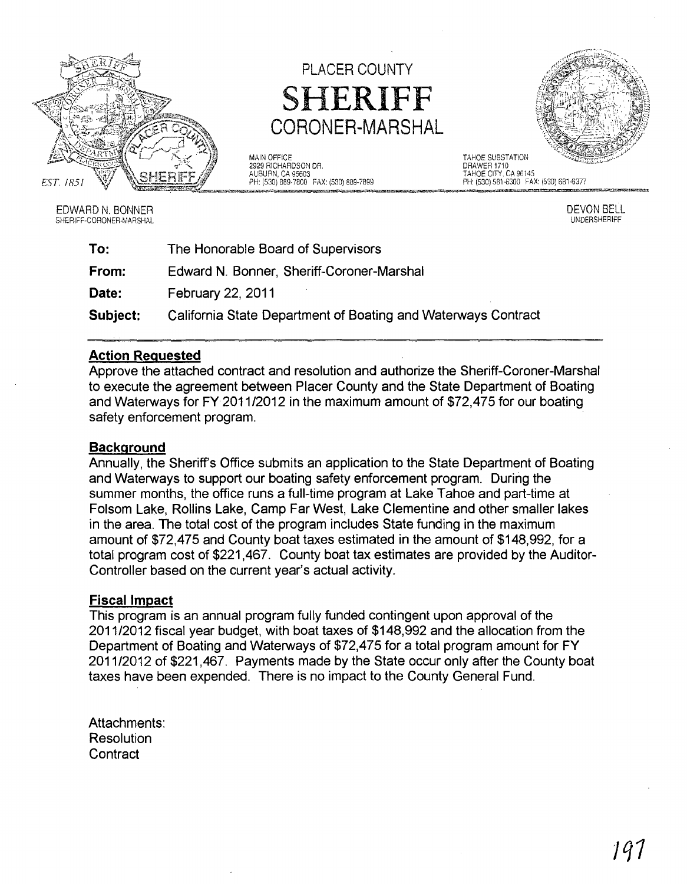# PLACER COUNTY

# SHERIFF

## CORONER-MARSHAL

EST. 1851

MAIN OFFICE
2929 RICHARDSON DR.
AUBURN, CA 95603
PH: (530) 889-7800 FAX: (530) 889-7899

TAHOE SUBSTATION
DRAWER 1710
TAHOE CITY, CA 96145
PH: (530) 581-6300 FAX: (530) 581-6377

EDWARD N. BONNER
SHERIFF-CORONER-MARSHAL

DEVON BELL
UNDERSHERIFF

**To:** The Honorable Board of Supervisors

**From:** Edward N. Bonner, Sheriff-Coroner-Marshal

**Date:** February 22, 2011

**Subject:** California State Department of Boating and Waterways Contract

---

### Action Requested

Approve the attached contract and resolution and authorize the Sheriff-Coroner-Marshal to execute the agreement between Placer County and the State Department of Boating and Waterways for FY 2011/2012 in the maximum amount of $72,475 for our boating safety enforcement program.

### Background

Annually, the Sheriff's Office submits an application to the State Department of Boating and Waterways to support our boating safety enforcement program. During the summer months, the office runs a full-time program at Lake Tahoe and part-time at Folsom Lake, Rollins Lake, Camp Far West, Lake Clementine and other smaller lakes in the area. The total cost of the program includes State funding in the maximum amount of $72,475 and County boat taxes estimated in the amount of $148,992, for a total program cost of $221,467. County boat tax estimates are provided by the Auditor-Controller based on the current year's actual activity.

### Fiscal Impact

This program is an annual program fully funded contingent upon approval of the 2011/2012 fiscal year budget, with boat taxes of $148,992 and the allocation from the Department of Boating and Waterways of $72,475 for a total program amount for FY 2011/2012 of $221,467. Payments made by the State occur only after the County boat taxes have been expended. There is no impact to the County General Fund.

Attachments:
Resolution
Contract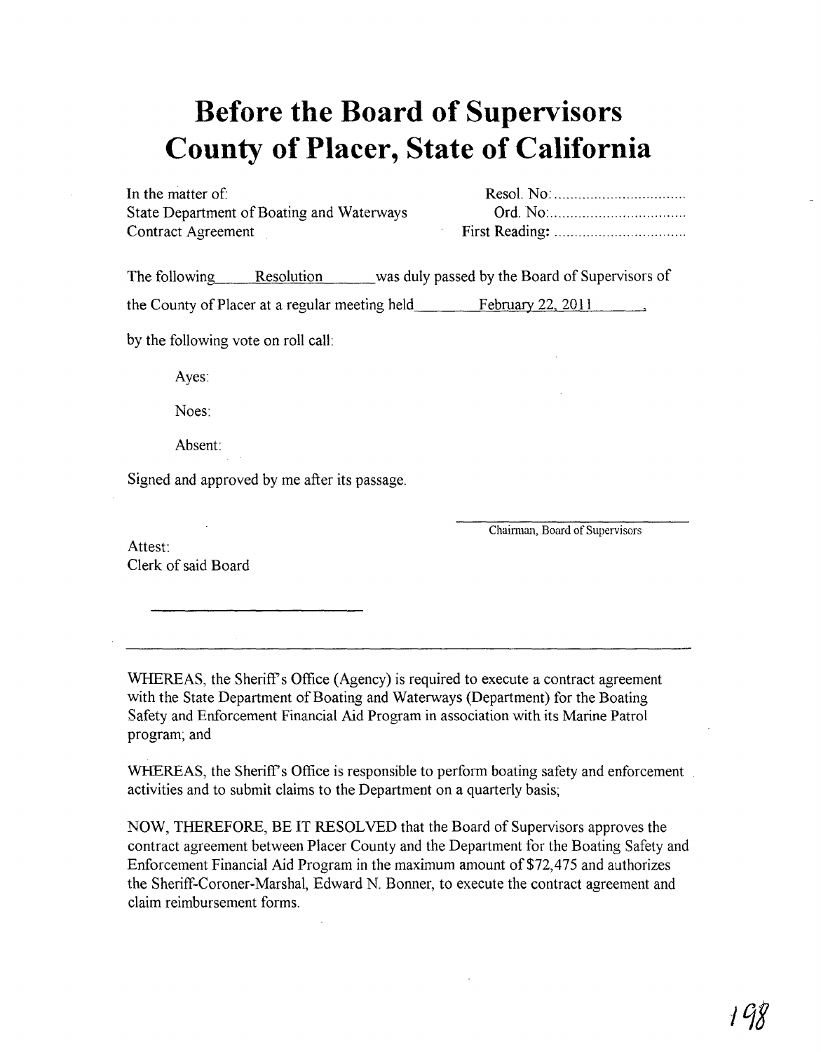# Before the Board of Supervisors County of Placer, State of California

| | |
|---|---|
| In the matter of: | Resol. No: ................................ |
| State Department of Boating and Waterways | Ord. No: ................................ |
| Contract Agreement | First Reading: ................................ |

The following \_\_\_\_\_ Resolution \_\_\_\_\_ was duly passed by the Board of Supervisors of the County of Placer at a regular meeting held \_\_\_\_\_ February 22, 2011 \_\_\_\_\_,

by the following vote on roll call:

Ayes:

Noes:

Absent:

Signed and approved by me after its passage.

\_\_\_\_\_\_\_\_\_\_\_\_\_\_\_\_\_\_\_\_\_\_\_\_\_\_\_\_\_\_
Chairman, Board of Supervisors

Attest:
Clerk of said Board

\_\_\_\_\_\_\_\_\_\_\_\_\_\_\_\_\_\_\_\_\_\_\_\_\_\_\_\_\_\_

---

WHEREAS, the Sheriff's Office (Agency) is required to execute a contract agreement with the State Department of Boating and Waterways (Department) for the Boating Safety and Enforcement Financial Aid Program in association with its Marine Patrol program; and

WHEREAS, the Sheriff's Office is responsible to perform boating safety and enforcement activities and to submit claims to the Department on a quarterly basis;

NOW, THEREFORE, BE IT RESOLVED that the Board of Supervisors approves the contract agreement between Placer County and the Department for the Boating Safety and Enforcement Financial Aid Program in the maximum amount of $72,475 and authorizes the Sheriff-Coroner-Marshal, Edward N. Bonner, to execute the contract agreement and claim reimbursement forms.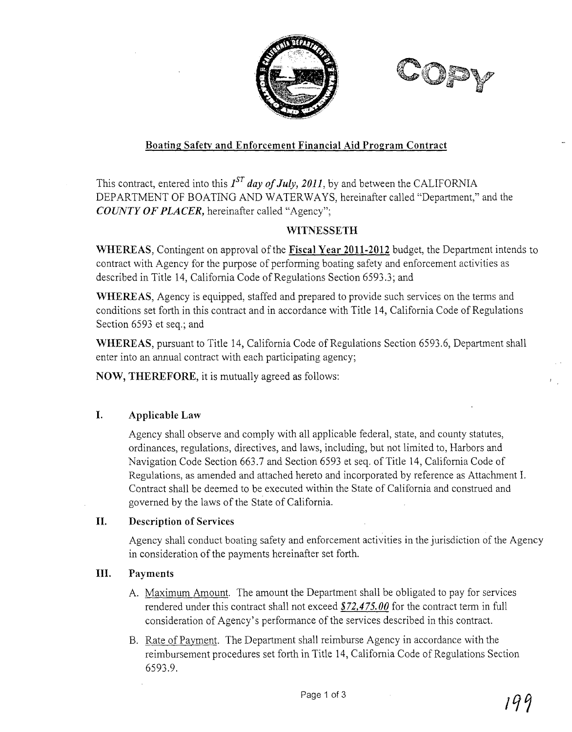## Boating Safety and Enforcement Financial Aid Program Contract

This contract, entered into this *1ST day of July, 2011*, by and between the CALIFORNIA DEPARTMENT OF BOATING AND WATERWAYS, hereinafter called "Department," and the ***COUNTY OF PLACER***, hereinafter called "Agency";

**WITNESSETH**

**WHEREAS**, Contingent on approval of the **Fiscal Year 2011-2012** budget, the Department intends to contract with Agency for the purpose of performing boating safety and enforcement activities as described in Title 14, California Code of Regulations Section 6593.3; and

**WHEREAS**, Agency is equipped, staffed and prepared to provide such services on the terms and conditions set forth in this contract and in accordance with Title 14, California Code of Regulations Section 6593 et seq.; and

**WHEREAS**, pursuant to Title 14, California Code of Regulations Section 6593.6, Department shall enter into an annual contract with each participating agency;

**NOW, THEREFORE**, it is mutually agreed as follows:

### I. Applicable Law

Agency shall observe and comply with all applicable federal, state, and county statutes, ordinances, regulations, directives, and laws, including, but not limited to, Harbors and Navigation Code Section 663.7 and Section 6593 et seq. of Title 14, California Code of Regulations, as amended and attached hereto and incorporated by reference as Attachment I. Contract shall be deemed to be executed within the State of California and construed and governed by the laws of the State of California.

### II. Description of Services

Agency shall conduct boating safety and enforcement activities in the jurisdiction of the Agency in consideration of the payments hereinafter set forth.

### III. Payments

A. Maximum Amount. The amount the Department shall be obligated to pay for services rendered under this contract shall not exceed ***$72,475.00*** for the contract term in full consideration of Agency's performance of the services described in this contract.

B. Rate of Payment. The Department shall reimburse Agency in accordance with the reimbursement procedures set forth in Title 14, California Code of Regulations Section 6593.9.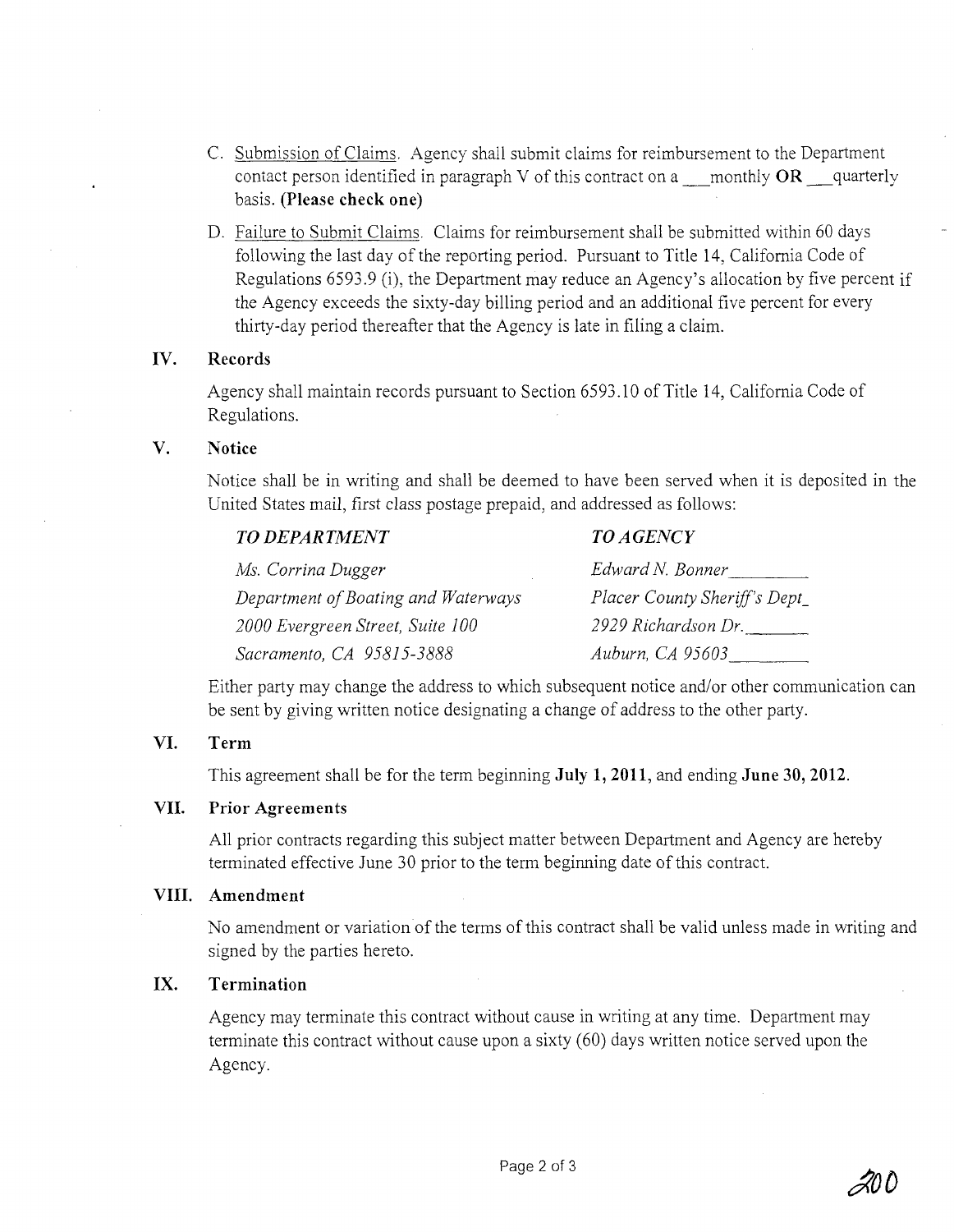C. Submission of Claims. Agency shall submit claims for reimbursement to the Department contact person identified in paragraph V of this contract on a ___monthly **OR** ___quarterly basis. **(Please check one)**

D. Failure to Submit Claims. Claims for reimbursement shall be submitted within 60 days following the last day of the reporting period. Pursuant to Title 14, California Code of Regulations 6593.9 (i), the Department may reduce an Agency's allocation by five percent if the Agency exceeds the sixty-day billing period and an additional five percent for every thirty-day period thereafter that the Agency is late in filing a claim.

## IV. Records

Agency shall maintain records pursuant to Section 6593.10 of Title 14, California Code of Regulations.

## V. Notice

Notice shall be in writing and shall be deemed to have been served when it is deposited in the United States mail, first class postage prepaid, and addressed as follows:

| *TO DEPARTMENT* | *TO AGENCY* |
| --- | --- |
| *Ms. Corrina Dugger* | *Edward N. Bonner* |
| *Department of Boating and Waterways* | *Placer County Sheriff's Dept* |
| *2000 Evergreen Street, Suite 100* | *2929 Richardson Dr.* |
| *Sacramento, CA 95815-3888* | *Auburn, CA 95603* |

Either party may change the address to which subsequent notice and/or other communication can be sent by giving written notice designating a change of address to the other party.

## VI. Term

This agreement shall be for the term beginning **July 1, 2011**, and ending **June 30, 2012**.

## VII. Prior Agreements

All prior contracts regarding this subject matter between Department and Agency are hereby terminated effective June 30 prior to the term beginning date of this contract.

## VIII. Amendment

No amendment or variation of the terms of this contract shall be valid unless made in writing and signed by the parties hereto.

## IX. Termination

Agency may terminate this contract without cause in writing at any time. Department may terminate this contract without cause upon a sixty (60) days written notice served upon the Agency.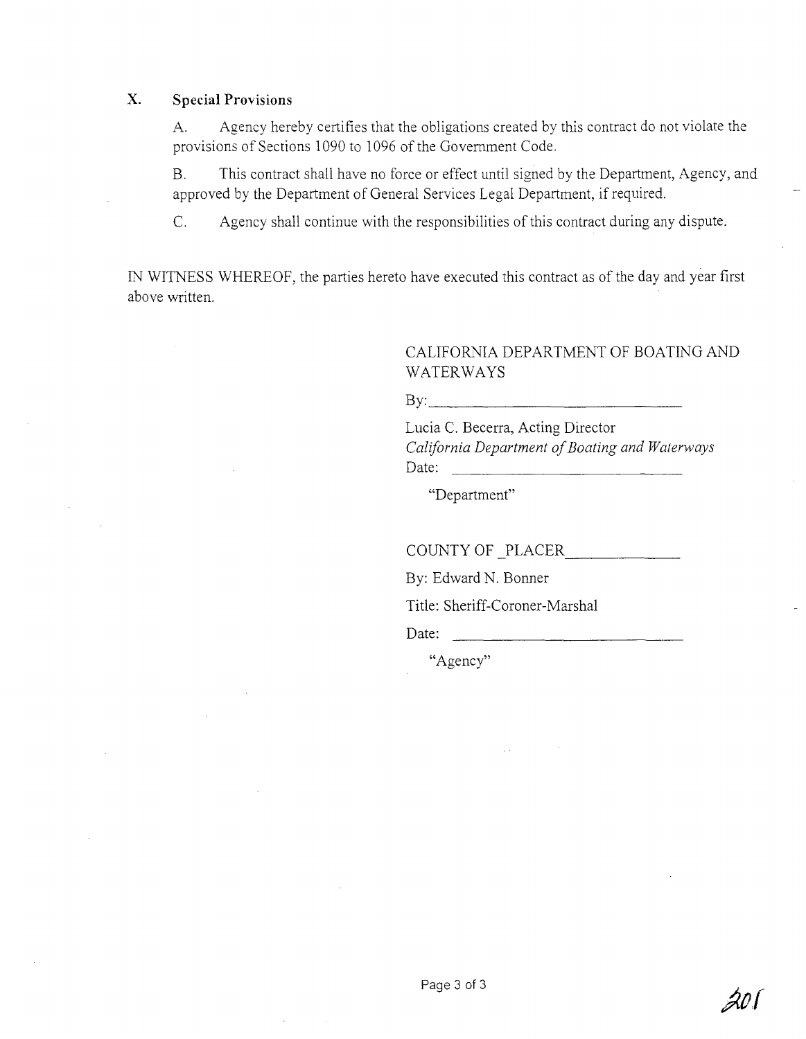## X. Special Provisions

A. Agency hereby certifies that the obligations created by this contract do not violate the provisions of Sections 1090 to 1096 of the Government Code.

B. This contract shall have no force or effect until signed by the Department, Agency, and approved by the Department of General Services Legal Department, if required.

C. Agency shall continue with the responsibilities of this contract during any dispute.

IN WITNESS WHEREOF, the parties hereto have executed this contract as of the day and year first above written.

CALIFORNIA DEPARTMENT OF BOATING AND WATERWAYS

By:\_\_\_\_\_\_\_\_\_\_\_\_\_\_\_\_\_\_\_\_\_\_\_\_\_\_\_\_\_\_

Lucia C. Becerra, Acting Director
*California Department of Boating and Waterways*
Date: \_\_\_\_\_\_\_\_\_\_\_\_\_\_\_\_\_\_\_\_\_\_\_\_\_\_

"Department"

COUNTY OF _PLACER\_\_\_\_\_\_\_\_\_\_\_\_\_\_

By: Edward N. Bonner

Title: Sheriff-Coroner-Marshal

Date: \_\_\_\_\_\_\_\_\_\_\_\_\_\_\_\_\_\_\_\_\_\_\_\_\_\_

"Agency"